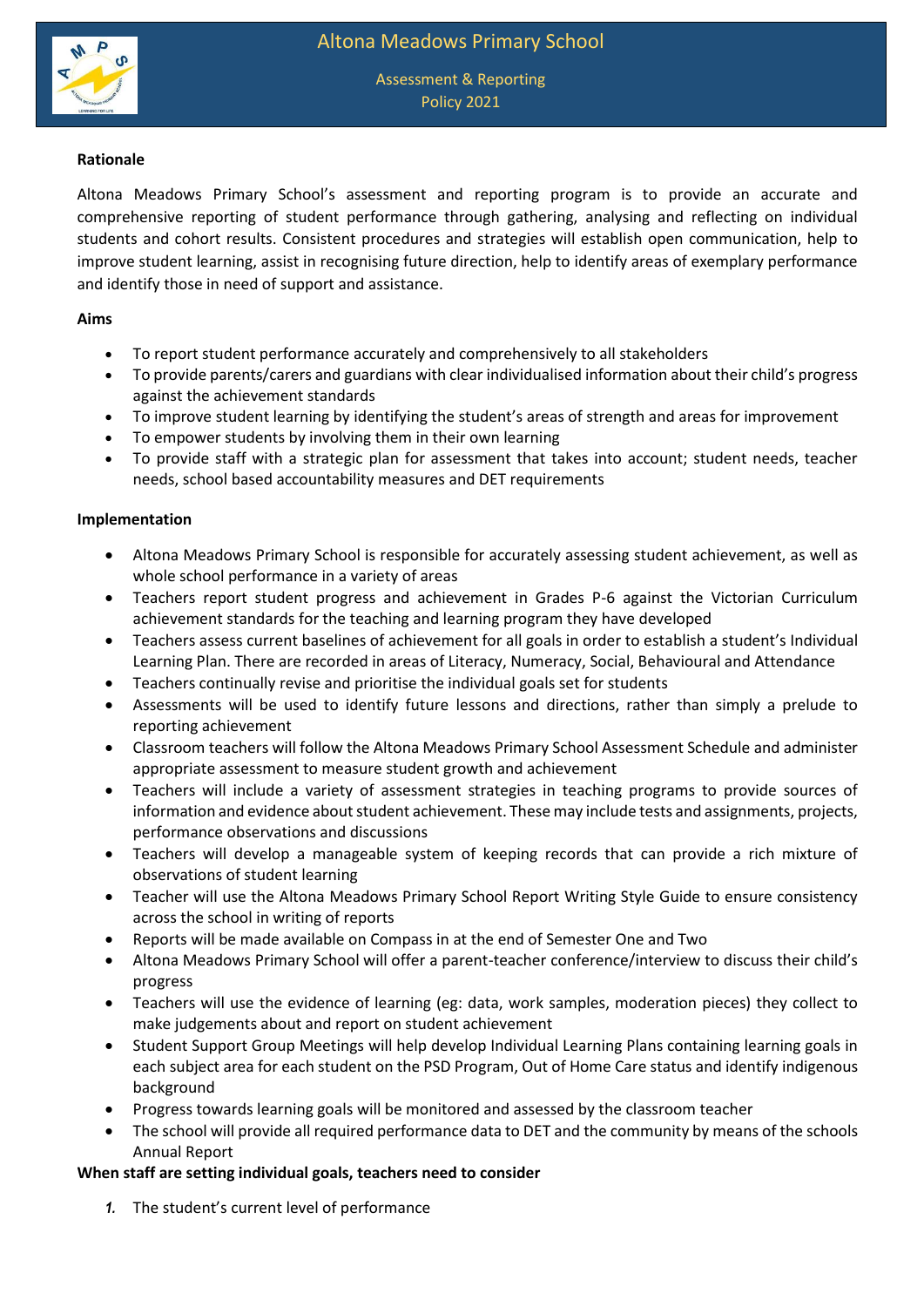# Altona Meadows Primary School

## Assessment & Reporting Policy 2021

**Rationale**

Altona Meadows Primary School's assessment and reporting program is to provide an accurate and comprehensive reporting of student performance through gathering, analysing and reflecting on individual students and cohort results. Consistent procedures and strategies will establish open communication, help to improve student learning, assist in recognising future direction, help to identify areas of exemplary performance and identify those in need of support and assistance.

**Aims**

- To report student performance accurately and comprehensively to all stakeholders
- To provide parents/carers and guardians with clear individualised information about their child's progress against the achievement standards
- To improve student learning by identifying the student's areas of strength and areas for improvement
- To empower students by involving them in their own learning
- To provide staff with a strategic plan for assessment that takes into account; student needs, teacher needs, school based accountability measures and DET requirements

**Implementation**

- Altona Meadows Primary School is responsible for accurately assessing student achievement, as well as whole school performance in a variety of areas
- Teachers report student progress and achievement in Grades P-6 against the Victorian Curriculum achievement standards for the teaching and learning program they have developed
- Teachers assess current baselines of achievement for all goals in order to establish a student's Individual Learning Plan. There are recorded in areas of Literacy, Numeracy, Social, Behavioural and Attendance
- Teachers continually revise and prioritise the individual goals set for students
- Assessments will be used to identify future lessons and directions, rather than simply a prelude to reporting achievement
- Classroom teachers will follow the Altona Meadows Primary School Assessment Schedule and administer appropriate assessment to measure student growth and achievement
- Teachers will include a variety of assessment strategies in teaching programs to provide sources of information and evidence about student achievement. These may include tests and assignments, projects, performance observations and discussions
- Teachers will develop a manageable system of keeping records that can provide a rich mixture of observations of student learning
- Teacher will use the Altona Meadows Primary School Report Writing Style Guide to ensure consistency across the school in writing of reports
- Reports will be made available on Compass in at the end of Semester One and Two
- Altona Meadows Primary School will offer a parent-teacher conference/interview to discuss their child's progress
- Teachers will use the evidence of learning (eg: data, work samples, moderation pieces) they collect to make judgements about and report on student achievement
- Student Support Group Meetings will help develop Individual Learning Plans containing learning goals in each subject area for each student on the PSD Program, Out of Home Care status and identify indigenous background
- Progress towards learning goals will be monitored and assessed by the classroom teacher
- The school will provide all required performance data to DET and the community by means of the schools Annual Report

**When staff are setting individual goals, teachers need to consider**

1. The student's current level of performance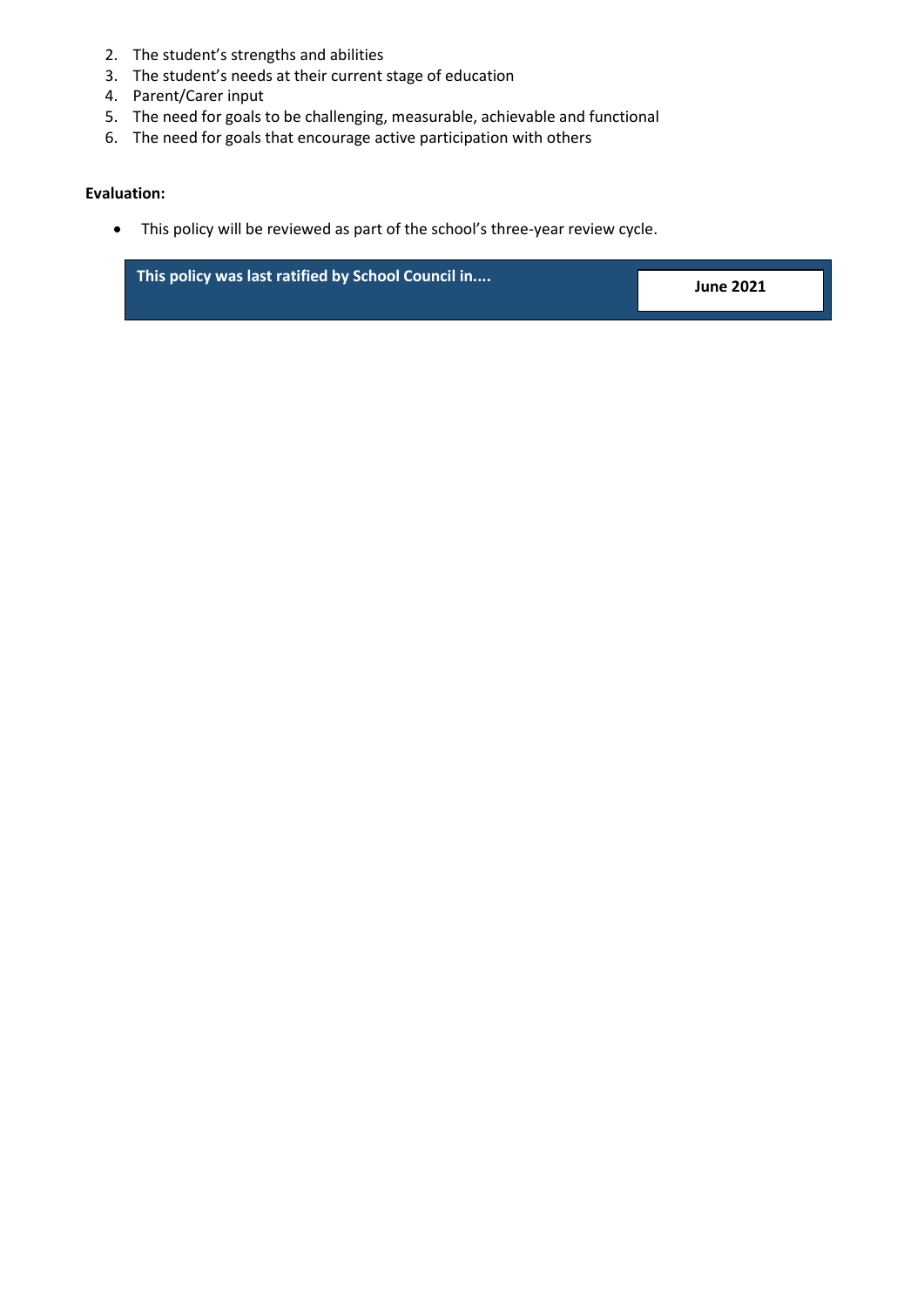2. The student's strengths and abilities
3. The student's needs at their current stage of education
4. Parent/Carer input
5. The need for goals to be challenging, measurable, achievable and functional
6. The need for goals that encourage active participation with others

**Evaluation:**

- This policy will be reviewed as part of the school's three-year review cycle.

| | |
|---|---|
| **This policy was last ratified by School Council in....** | **June 2021** |